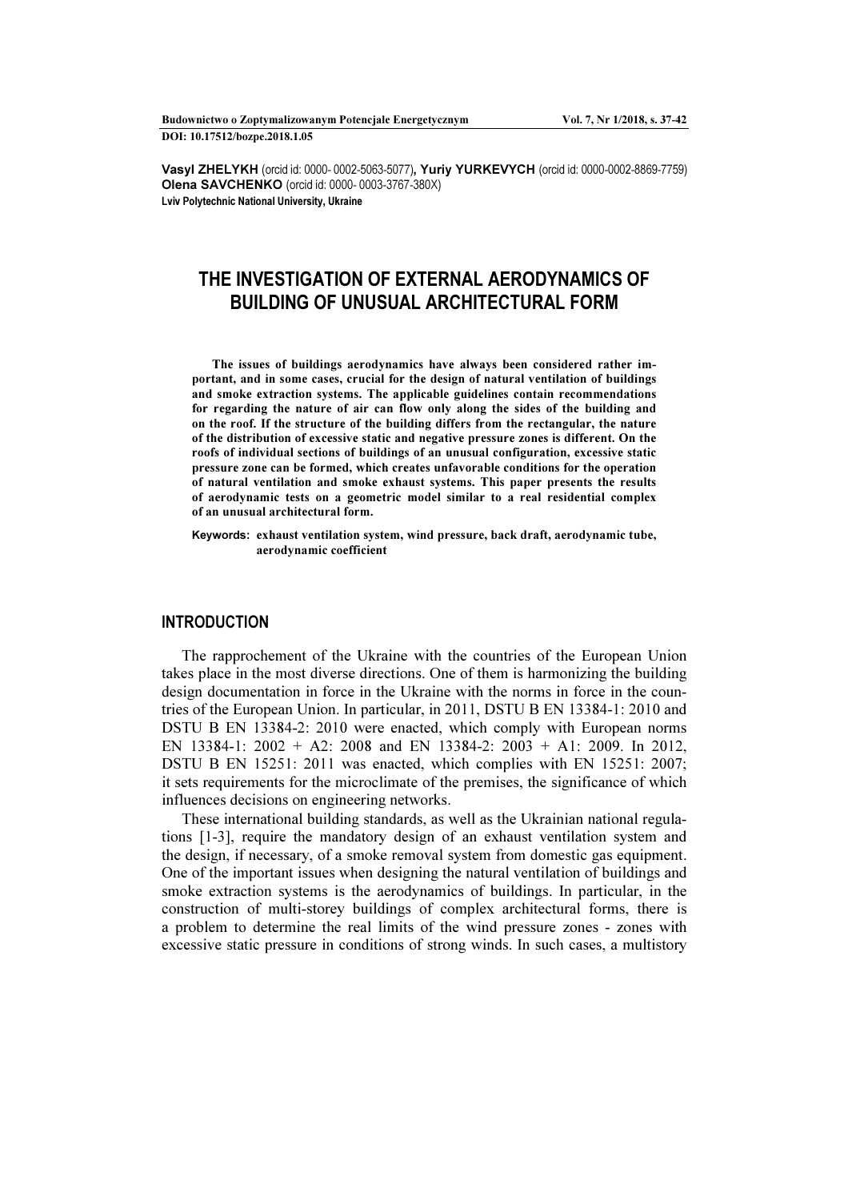DOI: 10.17512/bozpe.2018.1.05

**Vasyl ZHELYKH** (orcid id: 0000- 0002-5063-5077)**, Yuriy YURKEVYCH** (orcid id: 0000-0002-8869-7759)
**Olena SAVCHENKO** (orcid id: 0000- 0003-3767-380X)
**Lviv Polytechnic National University, Ukraine**

# THE INVESTIGATION OF EXTERNAL AERODYNAMICS OF BUILDING OF UNUSUAL ARCHITECTURAL FORM

**The issues of buildings aerodynamics have always been considered rather important, and in some cases, crucial for the design of natural ventilation of buildings and smoke extraction systems. The applicable guidelines contain recommendations for regarding the nature of air can flow only along the sides of the building and on the roof. If the structure of the building differs from the rectangular, the nature of the distribution of excessive static and negative pressure zones is different. On the roofs of individual sections of buildings of an unusual configuration, excessive static pressure zone can be formed, which creates unfavorable conditions for the operation of natural ventilation and smoke exhaust systems. This paper presents the results of aerodynamic tests on a geometric model similar to a real residential complex of an unusual architectural form.**

**Keywords:** **exhaust ventilation system, wind pressure, back draft, aerodynamic tube, aerodynamic coefficient**

## INTRODUCTION

The rapprochement of the Ukraine with the countries of the European Union takes place in the most diverse directions. One of them is harmonizing the building design documentation in force in the Ukraine with the norms in force in the countries of the European Union. In particular, in 2011, DSTU B EN 13384-1: 2010 and DSTU B EN 13384-2: 2010 were enacted, which comply with European norms EN 13384-1: 2002 + A2: 2008 and EN 13384-2: 2003 + A1: 2009. In 2012, DSTU B EN 15251: 2011 was enacted, which complies with EN 15251: 2007; it sets requirements for the microclimate of the premises, the significance of which influences decisions on engineering networks.

These international building standards, as well as the Ukrainian national regulations [1-3], require the mandatory design of an exhaust ventilation system and the design, if necessary, of a smoke removal system from domestic gas equipment. One of the important issues when designing the natural ventilation of buildings and smoke extraction systems is the aerodynamics of buildings. In particular, in the construction of multi-storey buildings of complex architectural forms, there is a problem to determine the real limits of the wind pressure zones - zones with excessive static pressure in conditions of strong winds. In such cases, a multistory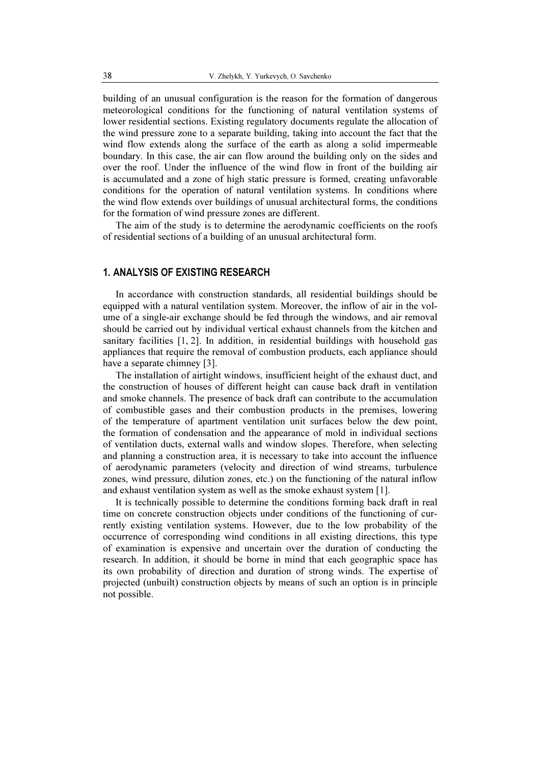building of an unusual configuration is the reason for the formation of dangerous meteorological conditions for the functioning of natural ventilation systems of lower residential sections. Existing regulatory documents regulate the allocation of the wind pressure zone to a separate building, taking into account the fact that the wind flow extends along the surface of the earth as along a solid impermeable boundary. In this case, the air can flow around the building only on the sides and over the roof. Under the influence of the wind flow in front of the building air is accumulated and a zone of high static pressure is formed, creating unfavorable conditions for the operation of natural ventilation systems. In conditions where the wind flow extends over buildings of unusual architectural forms, the conditions for the formation of wind pressure zones are different.

The aim of the study is to determine the aerodynamic coefficients on the roofs of residential sections of a building of an unusual architectural form.

## 1. ANALYSIS OF EXISTING RESEARCH

In accordance with construction standards, all residential buildings should be equipped with a natural ventilation system. Moreover, the inflow of air in the volume of a single-air exchange should be fed through the windows, and air removal should be carried out by individual vertical exhaust channels from the kitchen and sanitary facilities [1, 2]. In addition, in residential buildings with household gas appliances that require the removal of combustion products, each appliance should have a separate chimney [3].

The installation of airtight windows, insufficient height of the exhaust duct, and the construction of houses of different height can cause back draft in ventilation and smoke channels. The presence of back draft can contribute to the accumulation of combustible gases and their combustion products in the premises, lowering of the temperature of apartment ventilation unit surfaces below the dew point, the formation of condensation and the appearance of mold in individual sections of ventilation ducts, external walls and window slopes. Therefore, when selecting and planning a construction area, it is necessary to take into account the influence of aerodynamic parameters (velocity and direction of wind streams, turbulence zones, wind pressure, dilution zones, etc.) on the functioning of the natural inflow and exhaust ventilation system as well as the smoke exhaust system [1].

It is technically possible to determine the conditions forming back draft in real time on concrete construction objects under conditions of the functioning of currently existing ventilation systems. However, due to the low probability of the occurrence of corresponding wind conditions in all existing directions, this type of examination is expensive and uncertain over the duration of conducting the research. In addition, it should be borne in mind that each geographic space has its own probability of direction and duration of strong winds. The expertise of projected (unbuilt) construction objects by means of such an option is in principle not possible.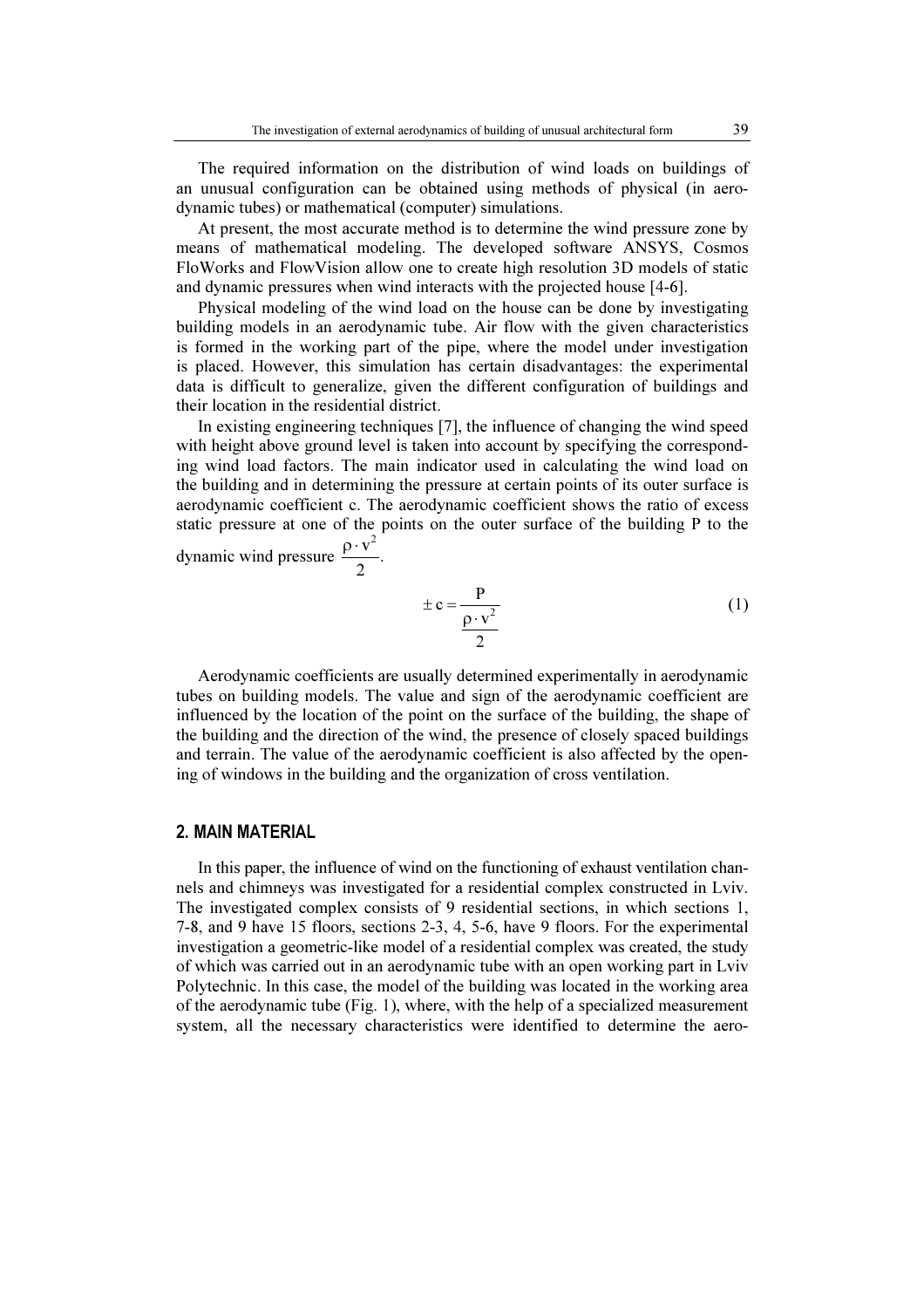The required information on the distribution of wind loads on buildings of an unusual configuration can be obtained using methods of physical (in aerodynamic tubes) or mathematical (computer) simulations.

At present, the most accurate method is to determine the wind pressure zone by means of mathematical modeling. The developed software ANSYS, Cosmos FloWorks and FlowVision allow one to create high resolution 3D models of static and dynamic pressures when wind interacts with the projected house [4-6].

Physical modeling of the wind load on the house can be done by investigating building models in an aerodynamic tube. Air flow with the given characteristics is formed in the working part of the pipe, where the model under investigation is placed. However, this simulation has certain disadvantages: the experimental data is difficult to generalize, given the different configuration of buildings and their location in the residential district.

In existing engineering techniques [7], the influence of changing the wind speed with height above ground level is taken into account by specifying the corresponding wind load factors. The main indicator used in calculating the wind load on the building and in determining the pressure at certain points of its outer surface is aerodynamic coefficient c. The aerodynamic coefficient shows the ratio of excess static pressure at one of the points on the outer surface of the building P to the dynamic wind pressure $\frac{\rho \cdot v^2}{2}$.

$$\pm c = \frac{P}{\frac{\rho \cdot v^2}{2}} \tag{1}$$

Aerodynamic coefficients are usually determined experimentally in aerodynamic tubes on building models. The value and sign of the aerodynamic coefficient are influenced by the location of the point on the surface of the building, the shape of the building and the direction of the wind, the presence of closely spaced buildings and terrain. The value of the aerodynamic coefficient is also affected by the opening of windows in the building and the organization of cross ventilation.

## 2. MAIN MATERIAL

In this paper, the influence of wind on the functioning of exhaust ventilation channels and chimneys was investigated for a residential complex constructed in Lviv. The investigated complex consists of 9 residential sections, in which sections 1, 7-8, and 9 have 15 floors, sections 2-3, 4, 5-6, have 9 floors. For the experimental investigation a geometric-like model of a residential complex was created, the study of which was carried out in an aerodynamic tube with an open working part in Lviv Polytechnic. In this case, the model of the building was located in the working area of the aerodynamic tube (Fig. 1), where, with the help of a specialized measurement system, all the necessary characteristics were identified to determine the aero-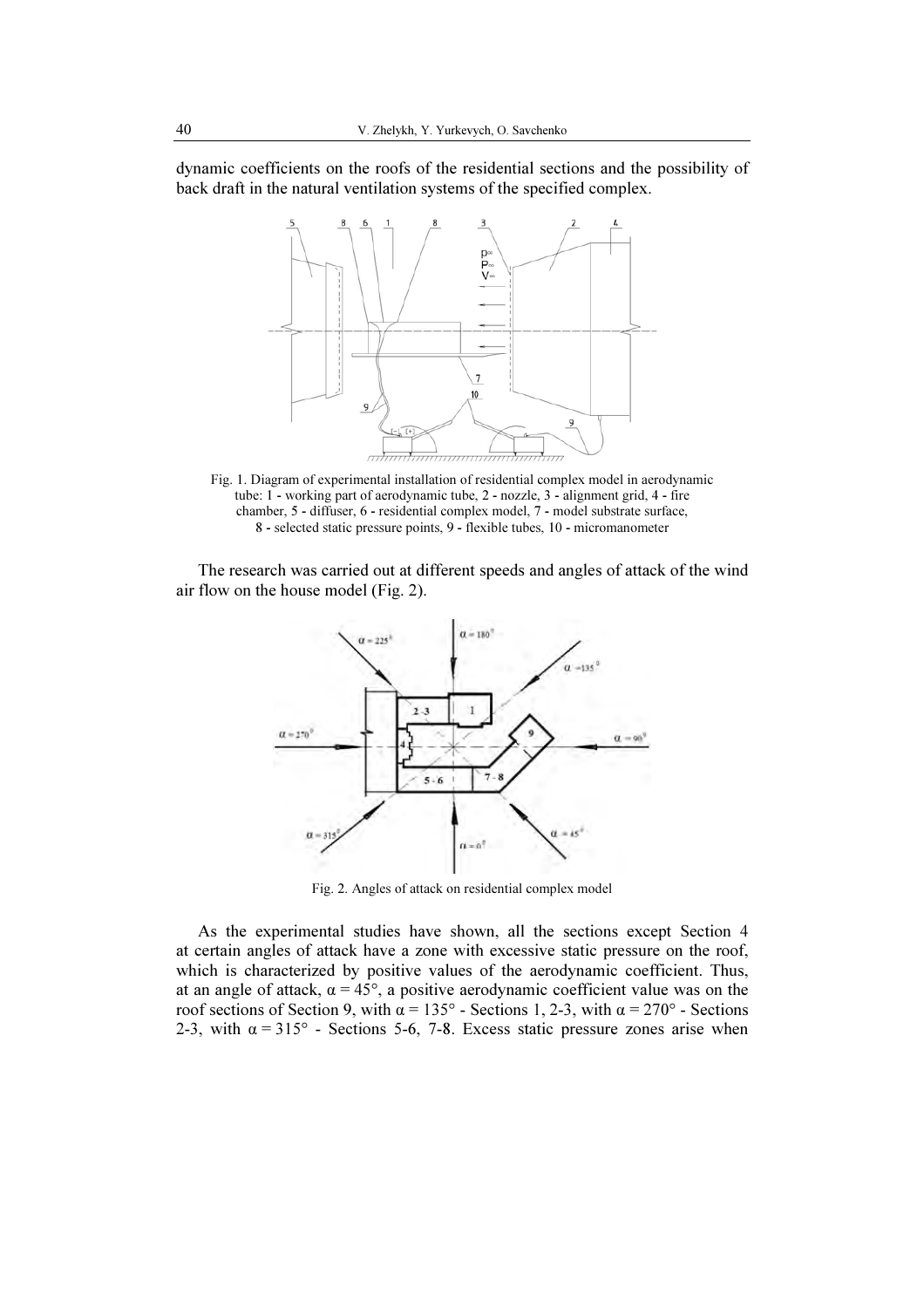dynamic coefficients on the roofs of the residential sections and the possibility of back draft in the natural ventilation systems of the specified complex.

Fig. 1. Diagram of experimental installation of residential complex model in aerodynamic tube: 1 - working part of aerodynamic tube, 2 - nozzle, 3 - alignment grid, 4 - fire chamber, 5 - diffuser, 6 - residential complex model, 7 - model substrate surface, 8 - selected static pressure points, 9 - flexible tubes, 10 - micromanometer

The research was carried out at different speeds and angles of attack of the wind air flow on the house model (Fig. 2).

Fig. 2. Angles of attack on residential complex model

As the experimental studies have shown, all the sections except Section 4 at certain angles of attack have a zone with excessive static pressure on the roof, which is characterized by positive values of the aerodynamic coefficient. Thus, at an angle of attack, $\alpha = 45°$, a positive aerodynamic coefficient value was on the roof sections of Section 9, with $\alpha = 135°$ - Sections 1, 2-3, with $\alpha = 270°$ - Sections 2-3, with $\alpha = 315°$ - Sections 5-6, 7-8. Excess static pressure zones arise when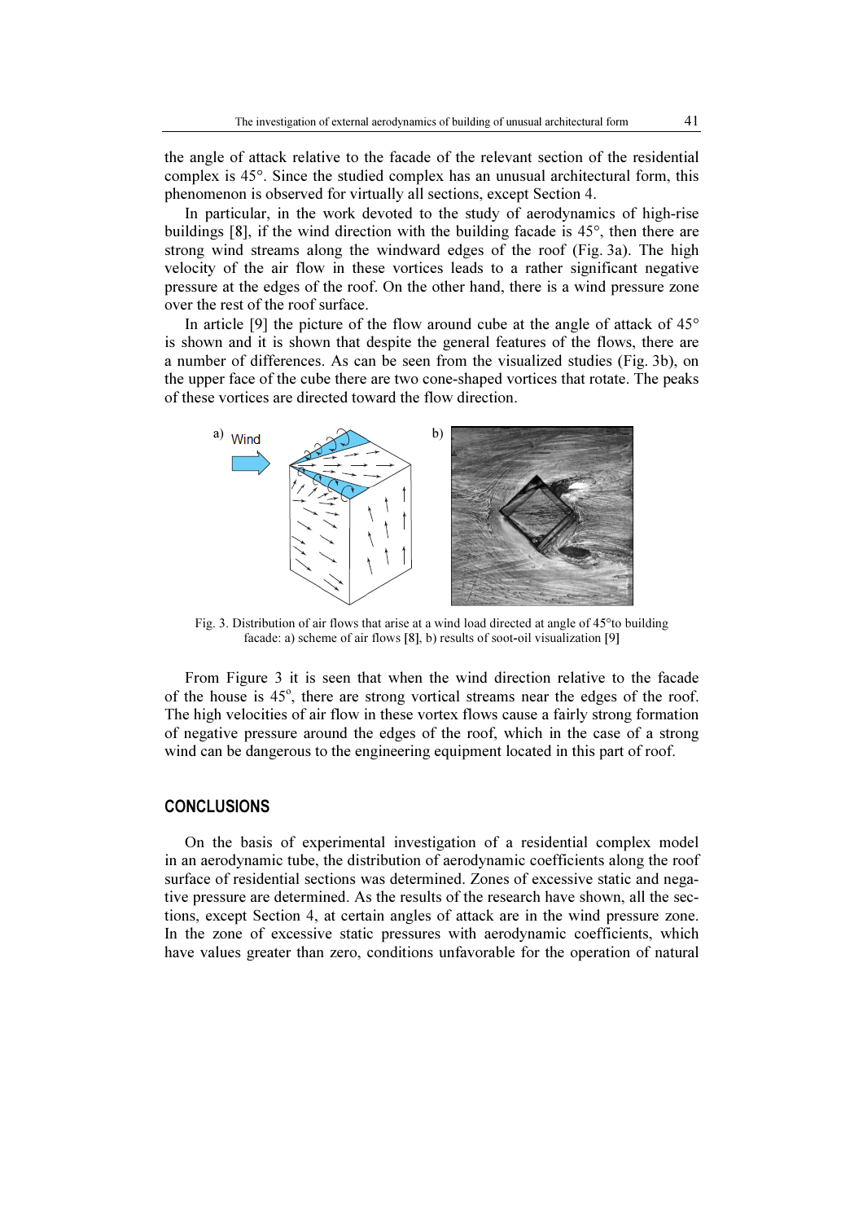the angle of attack relative to the facade of the relevant section of the residential complex is 45°. Since the studied complex has an unusual architectural form, this phenomenon is observed for virtually all sections, except Section 4.

In particular, in the work devoted to the study of aerodynamics of high-rise buildings [8], if the wind direction with the building facade is 45°, then there are strong wind streams along the windward edges of the roof (Fig. 3a). The high velocity of the air flow in these vortices leads to a rather significant negative pressure at the edges of the roof. On the other hand, there is a wind pressure zone over the rest of the roof surface.

In article [9] the picture of the flow around cube at the angle of attack of 45° is shown and it is shown that despite the general features of the flows, there are a number of differences. As can be seen from the visualized studies (Fig. 3b), on the upper face of the cube there are two cone-shaped vortices that rotate. The peaks of these vortices are directed toward the flow direction.

a) Wind

b)

Fig. 3. Distribution of air flows that arise at a wind load directed at angle of 45°to building facade: a) scheme of air flows [8], b) results of soot-oil visualization [9]

From Figure 3 it is seen that when the wind direction relative to the facade of the house is 45°, there are strong vortical streams near the edges of the roof. The high velocities of air flow in these vortex flows cause a fairly strong formation of negative pressure around the edges of the roof, which in the case of a strong wind can be dangerous to the engineering equipment located in this part of roof.

## CONCLUSIONS

On the basis of experimental investigation of a residential complex model in an aerodynamic tube, the distribution of aerodynamic coefficients along the roof surface of residential sections was determined. Zones of excessive static and negative pressure are determined. As the results of the research have shown, all the sections, except Section 4, at certain angles of attack are in the wind pressure zone. In the zone of excessive static pressures with aerodynamic coefficients, which have values greater than zero, conditions unfavorable for the operation of natural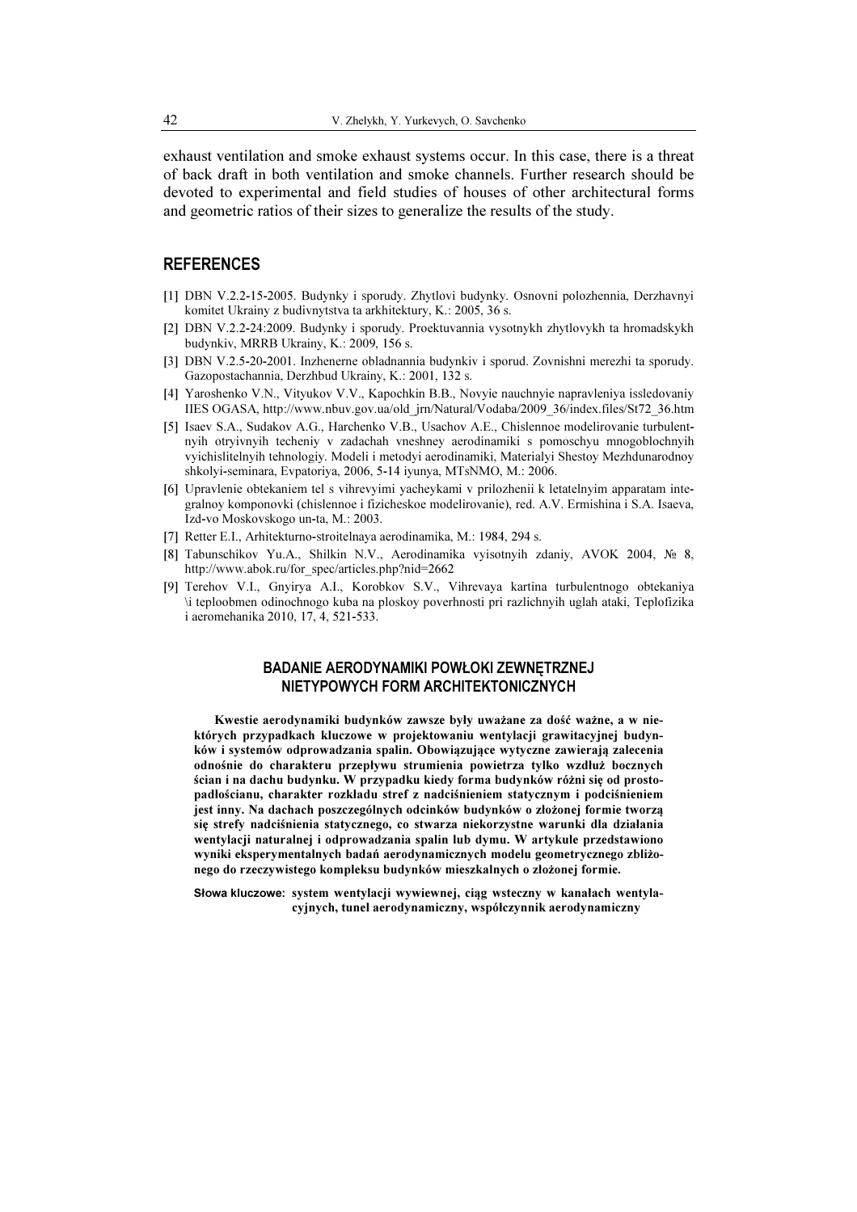exhaust ventilation and smoke exhaust systems occur. In this case, there is a threat of back draft in both ventilation and smoke channels. Further research should be devoted to experimental and field studies of houses of other architectural forms and geometric ratios of their sizes to generalize the results of the study.

## REFERENCES

[1] DBN V.2.2-15-2005. Budynky i sporudy. Zhytlovi budynky. Osnovni polozhennia, Derzhavnyi komitet Ukrainy z budivnytstva ta arkhitektury, K.: 2005, 36 s.

[2] DBN V.2.2-24:2009. Budynky i sporudy. Proektuvannia vysotnykh zhytlovykh ta hromadskykh budynkiv, MRRB Ukrainy, K.: 2009, 156 s.

[3] DBN V.2.5-20-2001. Inzhenerne obladnannia budynkiv i sporud. Zovnishni merezhi ta sporudy. Gazopostachannia, Derzhbud Ukrainy, K.: 2001, 132 s.

[4] Yaroshenko V.N., Vityukov V.V., Kapochkin B.B., Novyie nauchnyie napravleniya issledovaniy IIES OGASA, http://www.nbuv.gov.ua/old_jrn/Natural/Vodaba/2009_36/index.files/St72_36.htm

[5] Isaev S.A., Sudakov A.G., Harchenko V.B., Usachov A.E., Chislennoe modelirovanie turbulentnyih otryivnyih techeniy v zadachah vneshney aerodinamiki s pomoschyu mnogoblochnyih vyichislitelnyih tehnologiy. Modeli i metodyi aerodinamiki, Materialyi Shestoy Mezhdunarodnoy shkolyi-seminara, Evpatoriya, 2006, 5-14 iyunya, MTsNMO, M.: 2006.

[6] Upravlenie obtekaniem tel s vihrevyimi yacheykami v prilozhenii k letatelnyim apparatam integralnoy komponovki (chislennoe i fizicheskoe modelirovanie), red. A.V. Ermishina i S.A. Isaeva, Izd-vo Moskovskogo un-ta, M.: 2003.

[7] Retter E.I., Arhitekturno-stroitelnaya aerodinamika, M.: 1984, 294 s.

[8] Tabunschikov Yu.A., Shilkin N.V., Aerodinamika vyisotnyih zdaniy, AVOK 2004, № 8, http://www.abok.ru/for_spec/articles.php?nid=2662

[9] Terehov V.I., Gnyirya A.I., Korobkov S.V., Vihrevaya kartina turbulentnogo obtekaniya \i teploobmen odinochnogo kuba na ploskoy poverhnosti pri razlichnyih uglah ataki, Teplofizika i aeromehanika 2010, 17, 4, 521-533.

## BADANIE AERODYNAMIKI POWŁOKI ZEWNĘTRZNEJ NIETYPOWYCH FORM ARCHITEKTONICZNYCH

**Kwestie aerodynamiki budynków zawsze były uważane za dość ważne, a w niektórych przypadkach kluczowe w projektowaniu wentylacji grawitacyjnej budynków i systemów odprowadzania spalin. Obowiązujące wytyczne zawierają zalecenia odnośnie do charakteru przepływu strumienia powietrza tylko wzdłuż bocznych ścian i na dachu budynku. W przypadku kiedy forma budynków różni się od prostopadłościanu, charakter rozkładu stref z nadciśnieniem statycznym i podciśnieniem jest inny. Na dachach poszczególnych odcinków budynków o złożonej formie tworzą się strefy nadciśnienia statycznego, co stwarza niekorzystne warunki dla działania wentylacji naturalnej i odprowadzania spalin lub dymu. W artykule przedstawiono wyniki eksperymentalnych badań aerodynamicznych modelu geometrycznego zbliżonego do rzeczywistego kompleksu budynków mieszkalnych o złożonej formie.**

**Słowa kluczowe: system wentylacji wywiewnej, ciąg wsteczny w kanałach wentylacyjnych, tunel aerodynamiczny, współczynnik aerodynamiczny**